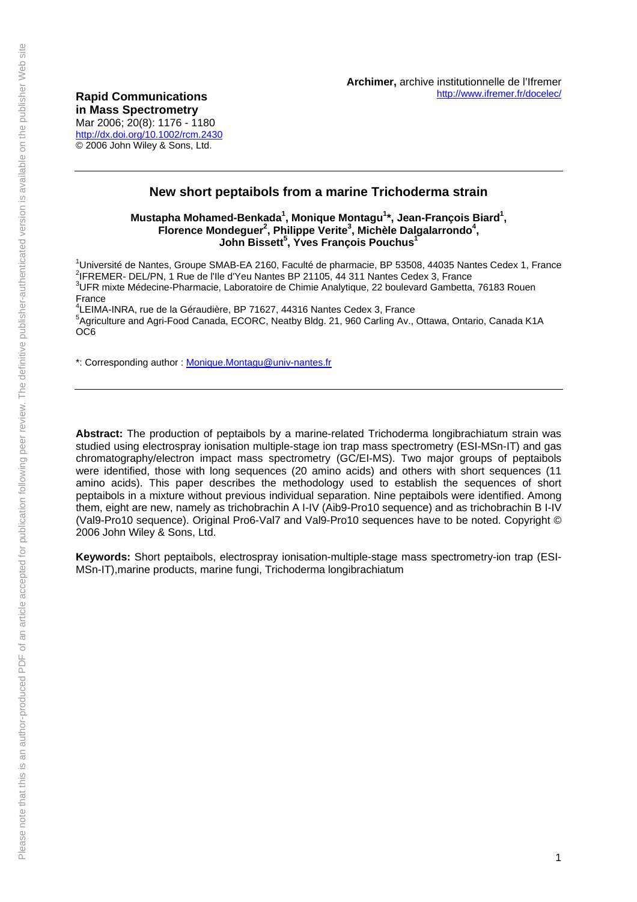**Archimer,** archive institutionnelle de l'Ifremer
http://www.ifremer.fr/docelec/

**Rapid Communications in Mass Spectrometry**
Mar 2006; 20(8): 1176 - 1180
http://dx.doi.org/10.1002/rcm.2430
© 2006 John Wiley & Sons, Ltd.

---

# New short peptaibols from a marine Trichoderma strain

**Mustapha Mohamed-Benkada[1], Monique Montagu[1]*, Jean-François Biard[1], Florence Mondeguer[2], Philippe Verite[3], Michèle Dalgalarrondo[4], John Bissett[5], Yves François Pouchus[1]**

[1]Université de Nantes, Groupe SMAB-EA 2160, Faculté de pharmacie, BP 53508, 44035 Nantes Cedex 1, France
[2]IFREMER- DEL/PN, 1 Rue de l'Ile d'Yeu Nantes BP 21105, 44 311 Nantes Cedex 3, France
[3]UFR mixte Médecine-Pharmacie, Laboratoire de Chimie Analytique, 22 boulevard Gambetta, 76183 Rouen France
[4]LEIMA-INRA, rue de la Géraudière, BP 71627, 44316 Nantes Cedex 3, France
[5]Agriculture and Agri-Food Canada, ECORC, Neatby Bldg. 21, 960 Carling Av., Ottawa, Ontario, Canada K1A OC6

*: Corresponding author : Monique.Montagu@univ-nantes.fr

---

**Abstract:** The production of peptaibols by a marine-related Trichoderma longibrachiatum strain was studied using electrospray ionisation multiple-stage ion trap mass spectrometry (ESI-MSn-IT) and gas chromatography/electron impact mass spectrometry (GC/EI-MS). Two major groups of peptaibols were identified, those with long sequences (20 amino acids) and others with short sequences (11 amino acids). This paper describes the methodology used to establish the sequences of short peptaibols in a mixture without previous individual separation. Nine peptaibols were identified. Among them, eight are new, namely as trichobrachin A I-IV (Aib9-Pro10 sequence) and as trichobrachin B I-IV (Val9-Pro10 sequence). Original Pro6-Val7 and Val9-Pro10 sequences have to be noted. Copyright © 2006 John Wiley & Sons, Ltd.

**Keywords:** Short peptaibols, electrospray ionisation-multiple-stage mass spectrometry-ion trap (ESI-MSn-IT),marine products, marine fungi, Trichoderma longibrachiatum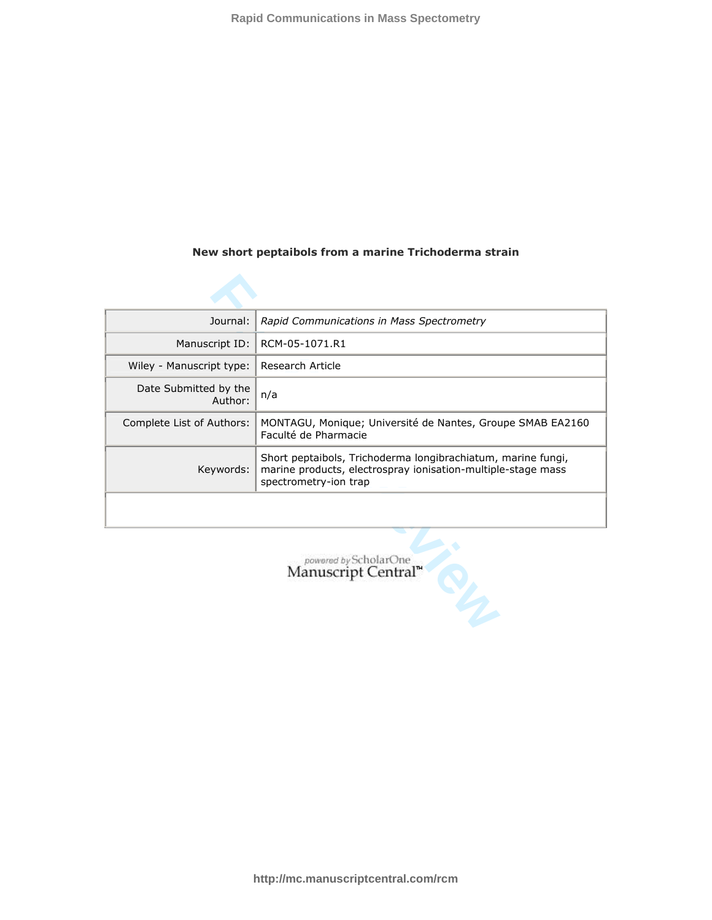# New short peptaibols from a marine Trichoderma strain

| Journal: | *Rapid Communications in Mass Spectrometry* |
| --- | --- |
| Manuscript ID: | RCM-05-1071.R1 |
| Wiley - Manuscript type: | Research Article |
| Date Submitted by the Author: | n/a |
| Complete List of Authors: | MONTAGU, Monique; Université de Nantes, Groupe SMAB EA2160 Faculté de Pharmacie |
| Keywords: | Short peptaibols, Trichoderma longibrachiatum, marine fungi, marine products, electrospray ionisation-multiple-stage mass spectrometry-ion trap |

powered by ScholarOne Manuscript Central™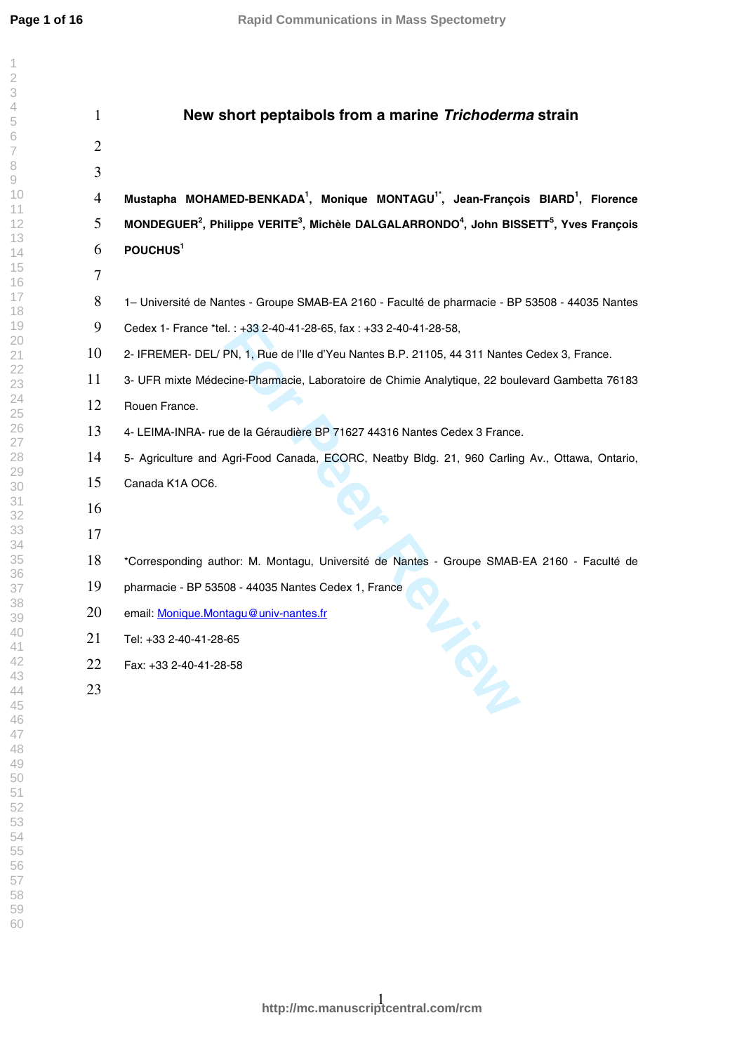# New short peptaibols from a marine *Trichoderma* strain

**Mustapha MOHAMED-BENKADA**[1], **Monique MONTAGU**[1*], **Jean-François BIARD**[1], **Florence MONDEGUER**[2], **Philippe VERITE**[3], **Michèle DALGALARRONDO**[4], **John BISSETT**[5], **Yves François POUCHUS**[1]

1– Université de Nantes - Groupe SMAB-EA 2160 - Faculté de pharmacie - BP 53508 - 44035 Nantes Cedex 1- France *tel. : +33 2-40-41-28-65, fax : +33 2-40-41-28-58,

2- IFREMER- DEL/ PN, 1, Rue de l'Ile d'Yeu Nantes B.P. 21105, 44 311 Nantes Cedex 3, France.

3- UFR mixte Médecine-Pharmacie, Laboratoire de Chimie Analytique, 22 boulevard Gambetta 76183 Rouen France.

4- LEIMA-INRA- rue de la Géraudière BP 71627 44316 Nantes Cedex 3 France.

5- Agriculture and Agri-Food Canada, ECORC, Neatby Bldg. 21, 960 Carling Av., Ottawa, Ontario, Canada K1A OC6.

*Corresponding author: M. Montagu, Université de Nantes - Groupe SMAB-EA 2160 - Faculté de pharmacie - BP 53508 - 44035 Nantes Cedex 1, France

email: Monique.Montagu@univ-nantes.fr

Tel: +33 2-40-41-28-65

Fax: +33 2-40-41-28-58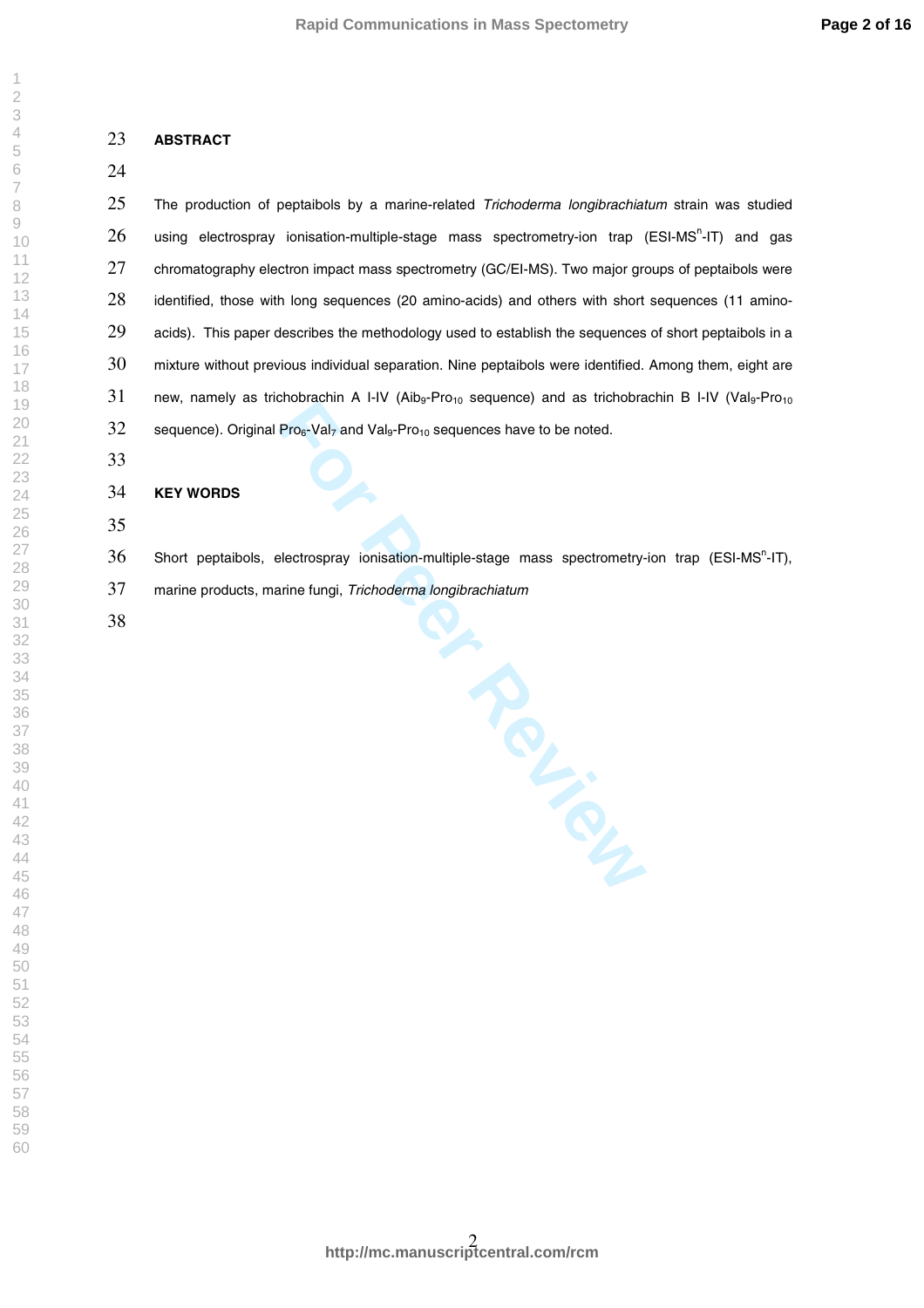## ABSTRACT

The production of peptaibols by a marine-related *Trichoderma longibrachiatum* strain was studied using electrospray ionisation-multiple-stage mass spectrometry-ion trap (ESI-MS$^n$-IT) and gas chromatography electron impact mass spectrometry (GC/EI-MS). Two major groups of peptaibols were identified, those with long sequences (20 amino-acids) and others with short sequences (11 amino-acids). This paper describes the methodology used to establish the sequences of short peptaibols in a mixture without previous individual separation. Nine peptaibols were identified. Among them, eight are new, namely as trichobrachin A I-IV ($Aib_9$-$Pro_{10}$ sequence) and as trichobrachin B I-IV ($Val_9$-$Pro_{10}$ sequence). Original $Pro_6$-$Val_7$ and $Val_9$-$Pro_{10}$ sequences have to be noted.

## KEY WORDS

Short peptaibols, electrospray ionisation-multiple-stage mass spectrometry-ion trap (ESI-MS$^n$-IT), marine products, marine fungi, *Trichoderma longibrachiatum*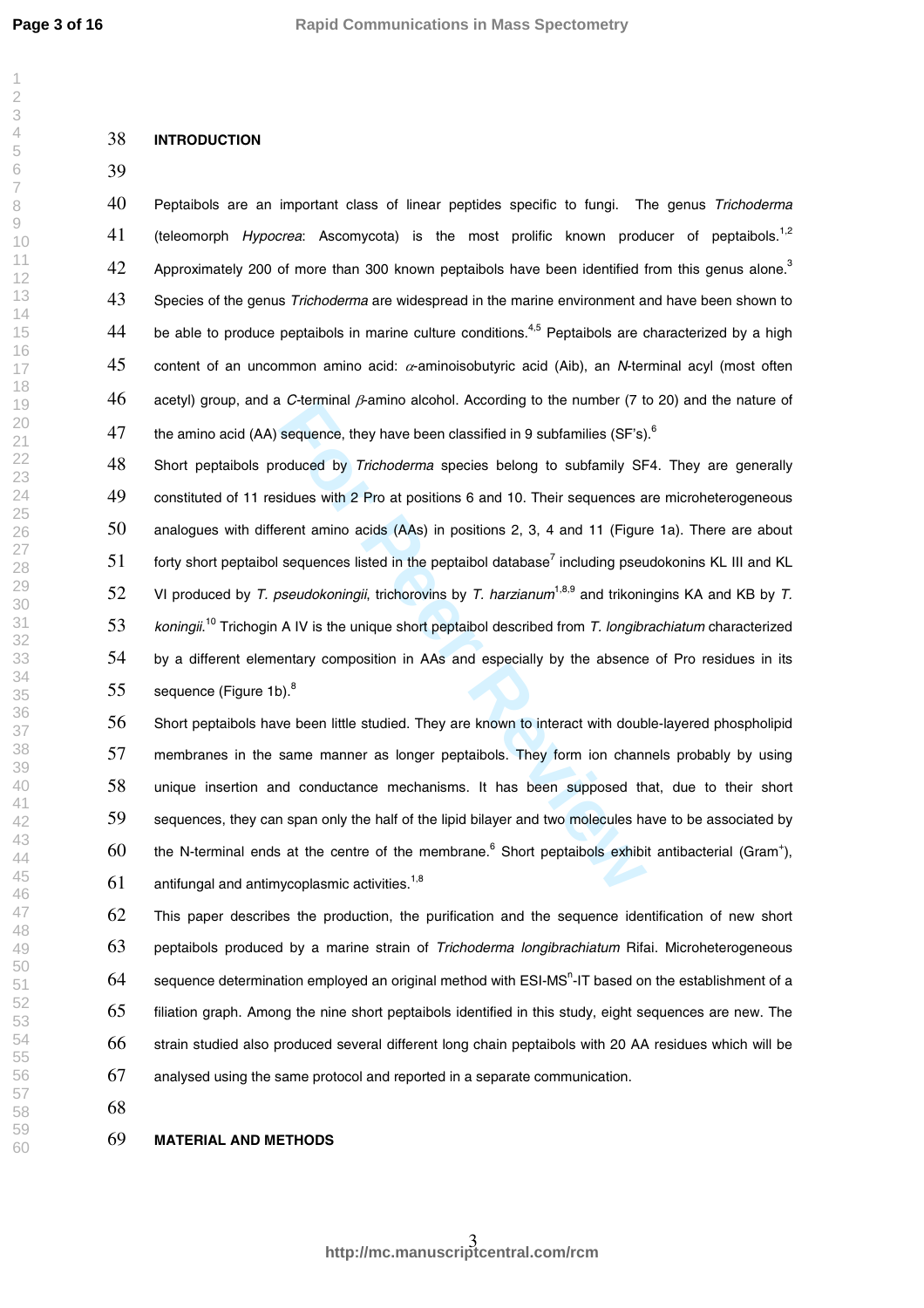## INTRODUCTION

Peptaibols are an important class of linear peptides specific to fungi. The genus *Trichoderma* (teleomorph *Hypocrea*: Ascomycota) is the most prolific known producer of peptaibols.[1,2] Approximately 200 of more than 300 known peptaibols have been identified from this genus alone.[3] Species of the genus *Trichoderma* are widespread in the marine environment and have been shown to be able to produce peptaibols in marine culture conditions.[4,5] Peptaibols are characterized by a high content of an uncommon amino acid: $\alpha$-aminoisobutyric acid (Aib), an *N*-terminal acyl (most often acetyl) group, and a *C*-terminal $\beta$-amino alcohol. According to the number (7 to 20) and the nature of the amino acid (AA) sequence, they have been classified in 9 subfamilies (SF's).[6]

Short peptaibols produced by *Trichoderma* species belong to subfamily SF4. They are generally constituted of 11 residues with 2 Pro at positions 6 and 10. Their sequences are microheterogeneous analogues with different amino acids (AAs) in positions 2, 3, 4 and 11 (Figure 1a). There are about forty short peptaibol sequences listed in the peptaibol database[7] including pseudokonins KL III and KL VI produced by *T. pseudokoningii*, trichorovins by *T. harzianum*[1,8,9] and trikoningins KA and KB by *T. koningii*.[10] Trichogin A IV is the unique short peptaibol described from *T. longibrachiatum* characterized by a different elementary composition in AAs and especially by the absence of Pro residues in its sequence (Figure 1b).[8]

Short peptaibols have been little studied. They are known to interact with double-layered phospholipid membranes in the same manner as longer peptaibols. They form ion channels probably by using unique insertion and conductance mechanisms. It has been supposed that, due to their short sequences, they can span only the half of the lipid bilayer and two molecules have to be associated by the N-terminal ends at the centre of the membrane.[6] Short peptaibols exhibit antibacterial (Gram$^+$), antifungal and antimycoplasmic activities.[1,8]

This paper describes the production, the purification and the sequence identification of new short peptaibols produced by a marine strain of *Trichoderma longibrachiatum* Rifai. Microheterogeneous sequence determination employed an original method with ESI-MS$^n$-IT based on the establishment of a filiation graph. Among the nine short peptaibols identified in this study, eight sequences are new. The strain studied also produced several different long chain peptaibols with 20 AA residues which will be analysed using the same protocol and reported in a separate communication.

## MATERIAL AND METHODS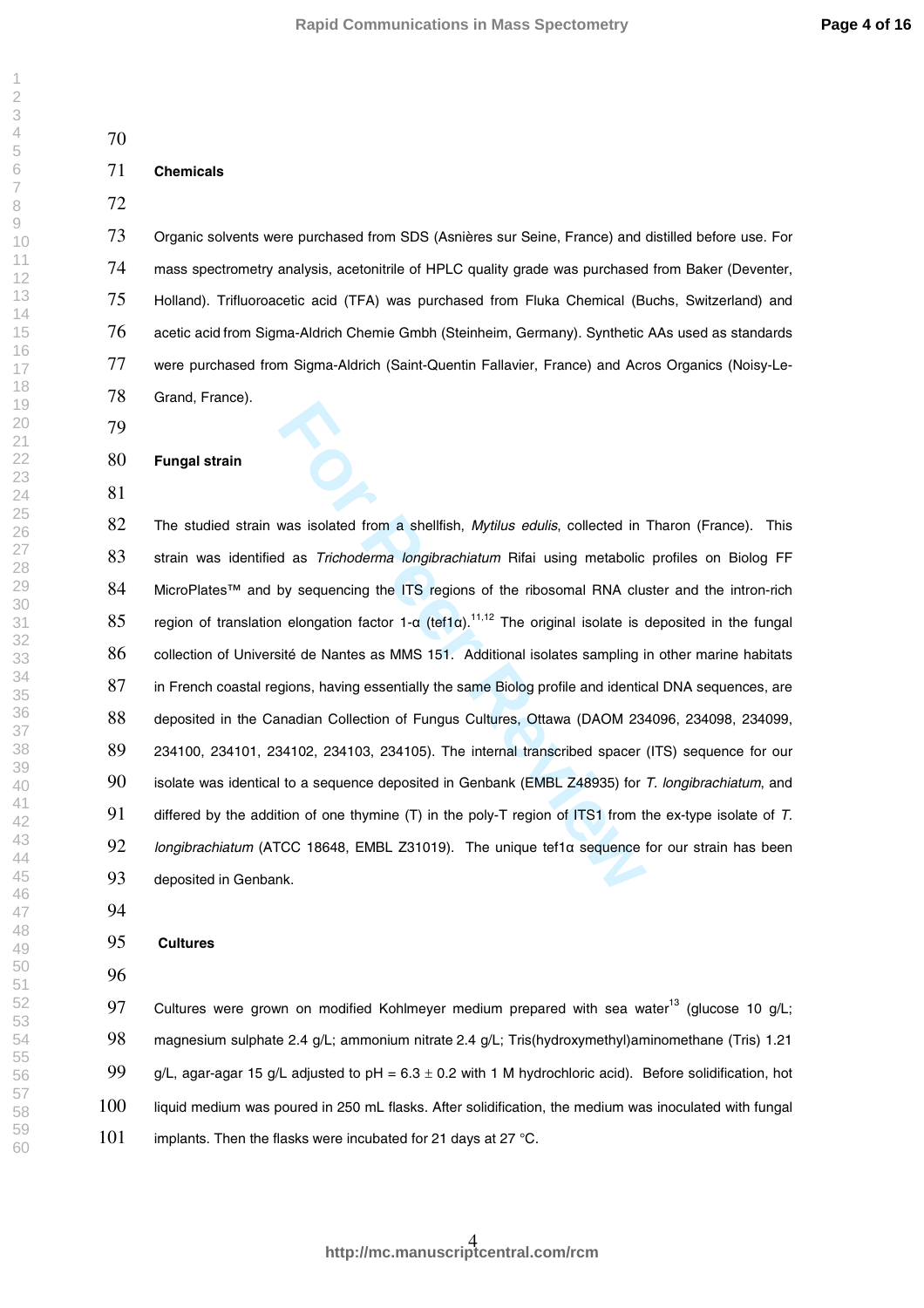## Chemicals

Organic solvents were purchased from SDS (Asnières sur Seine, France) and distilled before use. For mass spectrometry analysis, acetonitrile of HPLC quality grade was purchased from Baker (Deventer, Holland). Trifluoroacetic acid (TFA) was purchased from Fluka Chemical (Buchs, Switzerland) and acetic acid from Sigma-Aldrich Chemie Gmbh (Steinheim, Germany). Synthetic AAs used as standards were purchased from Sigma-Aldrich (Saint-Quentin Fallavier, France) and Acros Organics (Noisy-Le-Grand, France).

## Fungal strain

The studied strain was isolated from a shellfish, *Mytilus edulis*, collected in Tharon (France). This strain was identified as *Trichoderma longibrachiatum* Rifai using metabolic profiles on Biolog FF MicroPlates™ and by sequencing the ITS regions of the ribosomal RNA cluster and the intron-rich region of translation elongation factor 1-α (tef1α).[11,12] The original isolate is deposited in the fungal collection of Université de Nantes as MMS 151. Additional isolates sampling in other marine habitats in French coastal regions, having essentially the same Biolog profile and identical DNA sequences, are deposited in the Canadian Collection of Fungus Cultures, Ottawa (DAOM 234096, 234098, 234099, 234100, 234101, 234102, 234103, 234105). The internal transcribed spacer (ITS) sequence for our isolate was identical to a sequence deposited in Genbank (EMBL Z48935) for *T. longibrachiatum*, and differed by the addition of one thymine (T) in the poly-T region of ITS1 from the ex-type isolate of *T. longibrachiatum* (ATCC 18648, EMBL Z31019). The unique tef1α sequence for our strain has been deposited in Genbank.

## Cultures

Cultures were grown on modified Kohlmeyer medium prepared with sea water[13] (glucose 10 g/L; magnesium sulphate 2.4 g/L; ammonium nitrate 2.4 g/L; Tris(hydroxymethyl)aminomethane (Tris) 1.21 g/L, agar-agar 15 g/L adjusted to pH = 6.3 ± 0.2 with 1 M hydrochloric acid). Before solidification, hot liquid medium was poured in 250 mL flasks. After solidification, the medium was inoculated with fungal implants. Then the flasks were incubated for 21 days at 27 °C.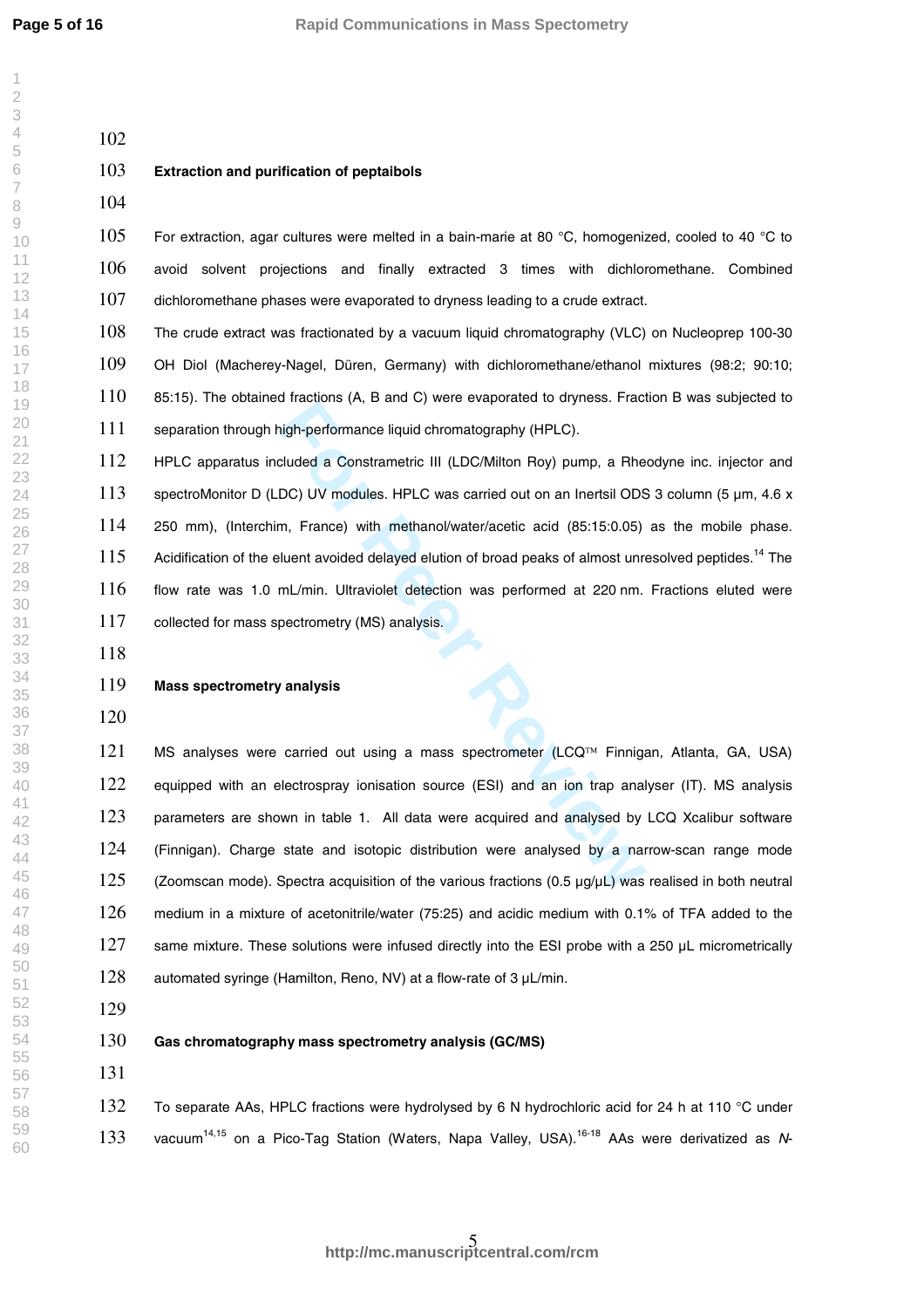### Extraction and purification of peptaibols

For extraction, agar cultures were melted in a bain-marie at 80 °C, homogenized, cooled to 40 °C to avoid solvent projections and finally extracted 3 times with dichloromethane. Combined dichloromethane phases were evaporated to dryness leading to a crude extract.

The crude extract was fractionated by a vacuum liquid chromatography (VLC) on Nucleoprep 100-30 OH Diol (Macherey-Nagel, Düren, Germany) with dichloromethane/ethanol mixtures (98:2; 90:10; 85:15). The obtained fractions (A, B and C) were evaporated to dryness. Fraction B was subjected to separation through high-performance liquid chromatography (HPLC).

HPLC apparatus included a Constrametric III (LDC/Milton Roy) pump, a Rheodyne inc. injector and spectroMonitor D (LDC) UV modules. HPLC was carried out on an Inertsil ODS 3 column (5 µm, 4.6 x 250 mm), (Interchim, France) with methanol/water/acetic acid (85:15:0.05) as the mobile phase. Acidification of the eluent avoided delayed elution of broad peaks of almost unresolved peptides.[14] The flow rate was 1.0 mL/min. Ultraviolet detection was performed at 220 nm. Fractions eluted were collected for mass spectrometry (MS) analysis.

### Mass spectrometry analysis

MS analyses were carried out using a mass spectrometer (LCQ™ Finnigan, Atlanta, GA, USA) equipped with an electrospray ionisation source (ESI) and an ion trap analyser (IT). MS analysis parameters are shown in table 1. All data were acquired and analysed by LCQ Xcalibur software (Finnigan). Charge state and isotopic distribution were analysed by a narrow-scan range mode (Zoomscan mode). Spectra acquisition of the various fractions (0.5 µg/µL) was realised in both neutral medium in a mixture of acetonitrile/water (75:25) and acidic medium with 0.1% of TFA added to the same mixture. These solutions were infused directly into the ESI probe with a 250 µL micrometrically automated syringe (Hamilton, Reno, NV) at a flow-rate of 3 µL/min.

### Gas chromatography mass spectrometry analysis (GC/MS)

To separate AAs, HPLC fractions were hydrolysed by 6 N hydrochloric acid for 24 h at 110 °C under vacuum[14,15] on a Pico-Tag Station (Waters, Napa Valley, USA).[16-18] AAs were derivatized as *N*-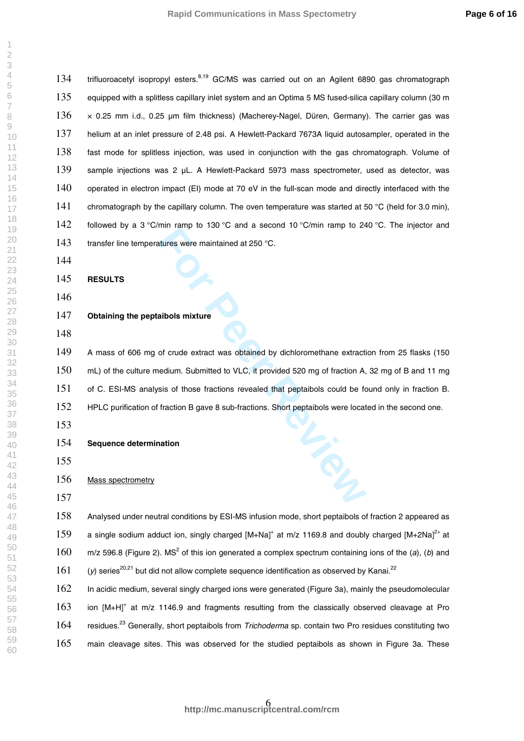trifluoroacetyl isopropyl esters.[8,19] GC/MS was carried out on an Agilent 6890 gas chromatograph equipped with a splitless capillary inlet system and an Optima 5 MS fused-silica capillary column (30 m × 0.25 mm i.d., 0.25 µm film thickness) (Macherey-Nagel, Düren, Germany). The carrier gas was helium at an inlet pressure of 2.48 psi. A Hewlett-Packard 7673A liquid autosampler, operated in the fast mode for splitless injection, was used in conjunction with the gas chromatograph. Volume of sample injections was 2 µL. A Hewlett-Packard 5973 mass spectrometer, used as detector, was operated in electron impact (EI) mode at 70 eV in the full-scan mode and directly interfaced with the chromatograph by the capillary column. The oven temperature was started at 50 °C (held for 3.0 min), followed by a 3 °C/min ramp to 130 °C and a second 10 °C/min ramp to 240 °C. The injector and transfer line temperatures were maintained at 250 °C.

## RESULTS

### Obtaining the peptaibols mixture

A mass of 606 mg of crude extract was obtained by dichloromethane extraction from 25 flasks (150 mL) of the culture medium. Submitted to VLC, it provided 520 mg of fraction A, 32 mg of B and 11 mg of C. ESI-MS analysis of those fractions revealed that peptaibols could be found only in fraction B. HPLC purification of fraction B gave 8 sub-fractions. Short peptaibols were located in the second one.

### Sequence determination

#### Mass spectrometry

Analysed under neutral conditions by ESI-MS infusion mode, short peptaibols of fraction 2 appeared as a single sodium adduct ion, singly charged $[M+Na]^+$ at m/z 1169.8 and doubly charged $[M+2Na]^{2+}$ at m/z 596.8 (Figure 2). $MS^2$ of this ion generated a complex spectrum containing ions of the (*a*), (*b*) and (*y*) series[20,21] but did not allow complete sequence identification as observed by Kanai.[22]
In acidic medium, several singly charged ions were generated (Figure 3a), mainly the pseudomolecular ion $[M+H]^+$ at m/z 1146.9 and fragments resulting from the classically observed cleavage at Pro residues.[23] Generally, short peptaibols from *Trichoderma* sp. contain two Pro residues constituting two main cleavage sites. This was observed for the studied peptaibols as shown in Figure 3a. These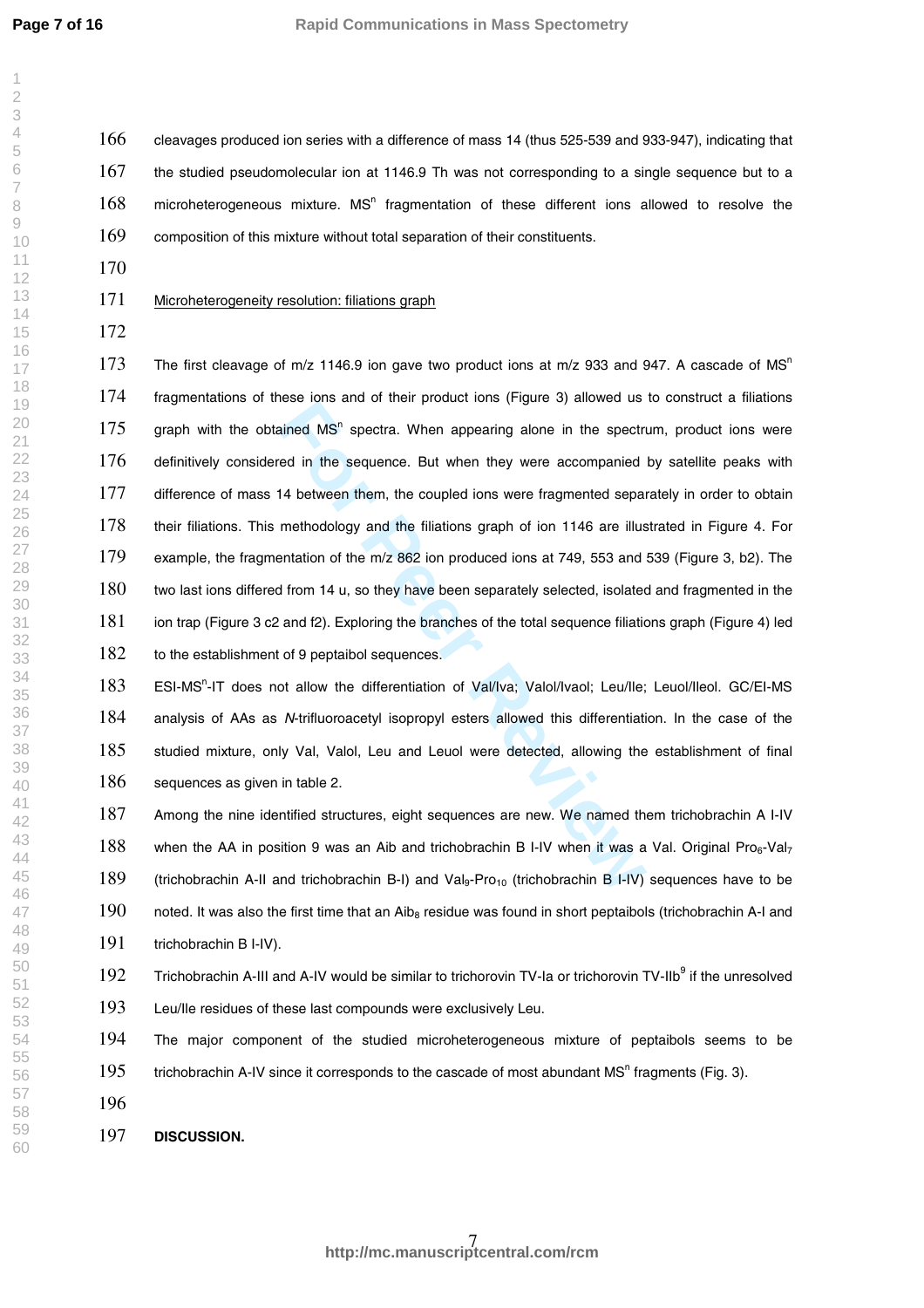cleavages produced ion series with a difference of mass 14 (thus 525-539 and 933-947), indicating that the studied pseudomolecular ion at 1146.9 Th was not corresponding to a single sequence but to a microheterogeneous mixture. $MS^n$ fragmentation of these different ions allowed to resolve the composition of this mixture without total separation of their constituents.

Microheterogeneity resolution: filiations graph

The first cleavage of m/z 1146.9 ion gave two product ions at m/z 933 and 947. A cascade of $MS^n$ fragmentations of these ions and of their product ions (Figure 3) allowed us to construct a filiations graph with the obtained $MS^n$ spectra. When appearing alone in the spectrum, product ions were definitively considered in the sequence. But when they were accompanied by satellite peaks with difference of mass 14 between them, the coupled ions were fragmented separately in order to obtain their filiations. This methodology and the filiations graph of ion 1146 are illustrated in Figure 4. For example, the fragmentation of the m/z 862 ion produced ions at 749, 553 and 539 (Figure 3, b2). The two last ions differed from 14 u, so they have been separately selected, isolated and fragmented in the ion trap (Figure 3 c2 and f2). Exploring the branches of the total sequence filiations graph (Figure 4) led to the establishment of 9 peptaibol sequences.

ESI-$MS^n$-IT does not allow the differentiation of Val/Iva; Valol/Ivaol; Leu/Ile; Leuol/Ileol. GC/EI-MS analysis of AAs as *N*-trifluoroacetyl isopropyl esters allowed this differentiation. In the case of the studied mixture, only Val, Valol, Leu and Leuol were detected, allowing the establishment of final sequences as given in table 2.

Among the nine identified structures, eight sequences are new. We named them trichobrachin A I-IV when the AA in position 9 was an Aib and trichobrachin B I-IV when it was a Val. Original $Pro_6$-$Val_7$ (trichobrachin A-II and trichobrachin B-I) and $Val_9$-$Pro_{10}$ (trichobrachin B I-IV) sequences have to be noted. It was also the first time that an $Aib_8$ residue was found in short peptaibols (trichobrachin A-I and trichobrachin B I-IV).

Trichobrachin A-III and A-IV would be similar to trichorovin TV-Ia or trichorovin TV-IIb[9] if the unresolved Leu/Ile residues of these last compounds were exclusively Leu.

The major component of the studied microheterogeneous mixture of peptaibols seems to be trichobrachin A-IV since it corresponds to the cascade of most abundant $MS^n$ fragments (Fig. 3).

**DISCUSSION.**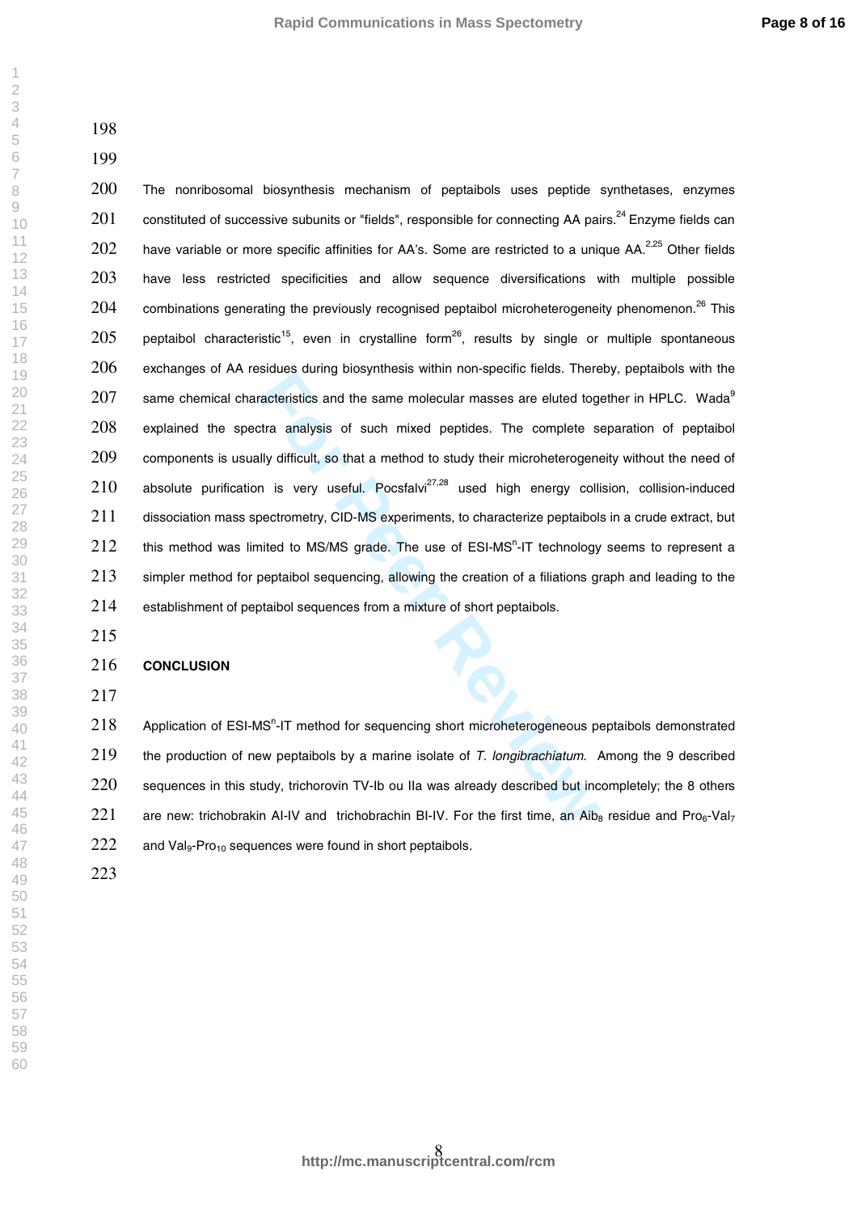The nonribosomal biosynthesis mechanism of peptaibols uses peptide synthetases, enzymes constituted of successive subunits or "fields", responsible for connecting AA pairs.[24] Enzyme fields can have variable or more specific affinities for AA's. Some are restricted to a unique AA.[2,25] Other fields have less restricted specificities and allow sequence diversifications with multiple possible combinations generating the previously recognised peptaibol microheterogeneity phenomenon.[26] This peptaibol characteristic[15], even in crystalline form[26], results by single or multiple spontaneous exchanges of AA residues during biosynthesis within non-specific fields. Thereby, peptaibols with the same chemical characteristics and the same molecular masses are eluted together in HPLC. Wada[9] explained the spectra analysis of such mixed peptides. The complete separation of peptaibol components is usually difficult, so that a method to study their microheterogeneity without the need of absolute purification is very useful. Pocsfalvi[27,28] used high energy collision, collision-induced dissociation mass spectrometry, CID-MS experiments, to characterize peptaibols in a crude extract, but this method was limited to MS/MS grade. The use of ESI-MS$^n$-IT technology seems to represent a simpler method for peptaibol sequencing, allowing the creation of a filiations graph and leading to the establishment of peptaibol sequences from a mixture of short peptaibols.

## CONCLUSION

Application of ESI-MS$^n$-IT method for sequencing short microheterogeneous peptaibols demonstrated the production of new peptaibols by a marine isolate of *T. longibrachiatum*. Among the 9 described sequences in this study, trichorovin TV-Ib ou IIa was already described but incompletely; the 8 others are new: trichobrakin AI-IV and trichobrachin BI-IV. For the first time, an $Aib_8$ residue and $Pro_6$-$Val_7$ and $Val_9$-$Pro_{10}$ sequences were found in short peptaibols.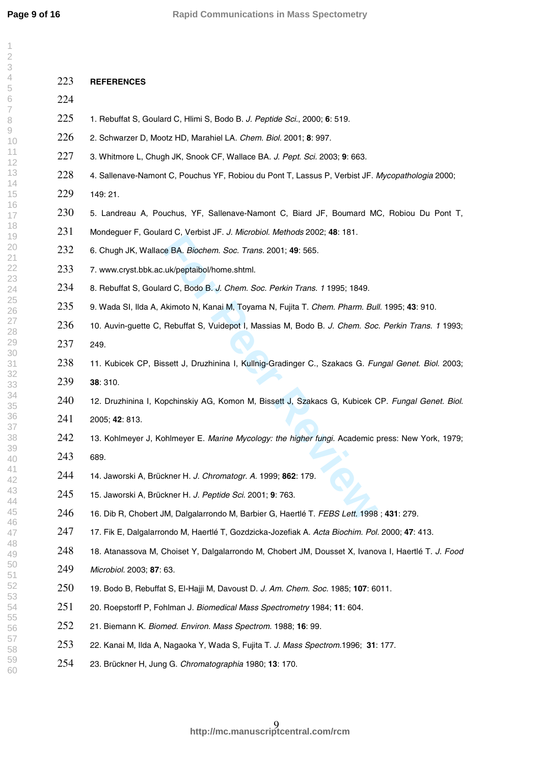## REFERENCES

1. Rebuffat S, Goulard C, Hlimi S, Bodo B. *J. Peptide Sci.*, 2000; **6**: 519.
2. Schwarzer D, Mootz HD, Marahiel LA. *Chem. Biol.* 2001; **8**: 997.
3. Whitmore L, Chugh JK, Snook CF, Wallace BA. *J. Pept. Sci.* 2003; **9**: 663.
4. Sallenave-Namont C, Pouchus YF, Robiou du Pont T, Lassus P, Verbist JF. *Mycopathologia* 2000; 149: 21.
5. Landreau A, Pouchus, YF, Sallenave-Namont C, Biard JF, Boumard MC, Robiou Du Pont T, Mondeguer F, Goulard C, Verbist JF. *J. Microbiol. Methods* 2002; **48**: 181.
6. Chugh JK, Wallace BA. *Biochem. Soc. Trans.* 2001; **49**: 565.
7. www.cryst.bbk.ac.uk/peptaibol/home.shtml.
8. Rebuffat S, Goulard C, Bodo B. *J. Chem. Soc. Perkin Trans. 1* 1995; 1849.
9. Wada SI, Ilda A, Akimoto N, Kanai M, Toyama N, Fujita T. *Chem. Pharm. Bull.* 1995; **43**: 910.
10. Auvin-guette C, Rebuffat S, Vuidepot I, Massias M, Bodo B. *J. Chem. Soc. Perkin Trans. 1* 1993; 249.
11. Kubicek CP, Bissett J, Druzhinina I, Kullnig-Gradinger C., Szakacs G. *Fungal Genet. Biol.* 2003; **38**: 310.
12. Druzhinina I, Kopchinskiy AG, Komon M, Bissett J, Szakacs G, Kubicek CP. *Fungal Genet. Biol.* 2005; **42**: 813.
13. Kohlmeyer J, Kohlmeyer E. *Marine Mycology: the higher fungi.* Academic press: New York, 1979; 689.
14. Jaworski A, Brückner H. *J. Chromatogr. A.* 1999; **862**: 179.
15. Jaworski A, Brückner H. *J. Peptide Sci.* 2001; **9**: 763.
16. Dib R, Chobert JM, Dalgalarrondo M, Barbier G, Haertlé T. *FEBS Lett.* 1998 ; **431**: 279.
17. Fik E, Dalgalarrondo M, Haertlé T, Gozdzicka-Jozefiak A. *Acta Biochim. Pol.* 2000; **47**: 413.
18. Atanassova M, Choiset Y, Dalgalarrondo M, Chobert JM, Dousset X, Ivanova I, Haertlé T. *J. Food Microbiol.* 2003; **87**: 63.
19. Bodo B, Rebuffat S, El-Hajji M, Davoust D. *J. Am. Chem. Soc.* 1985; **107**: 6011.
20. Roepstorff P, Fohlman J. *Biomedical Mass Spectrometry* 1984; **11**: 604.
21. Biemann K. *Biomed. Environ. Mass Spectrom.* 1988; **16**: 99.
22. Kanai M, Ilda A, Nagaoka Y, Wada S, Fujita T. *J. Mass Spectrom.*1996; **31**: 177.
23. Brückner H, Jung G. *Chromatographia* 1980; **13**: 170.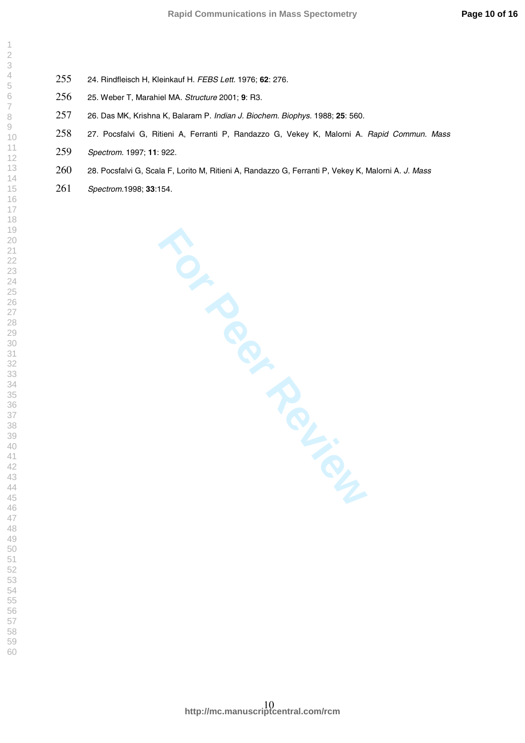24. Rindfleisch H, Kleinkauf H. *FEBS Lett.* 1976; **62**: 276.

25. Weber T, Marahiel MA. *Structure* 2001; **9**: R3.

26. Das MK, Krishna K, Balaram P. *Indian J. Biochem. Biophys.* 1988; **25**: 560.

27. Pocsfalvi G, Ritieni A, Ferranti P, Randazzo G, Vekey K, Malorni A. *Rapid Commun. Mass Spectrom.* 1997; **11**: 922.

28. Pocsfalvi G, Scala F, Lorito M, Ritieni A, Randazzo G, Ferranti P, Vekey K, Malorni A. *J. Mass Spectrom.* 1998; **33**:154.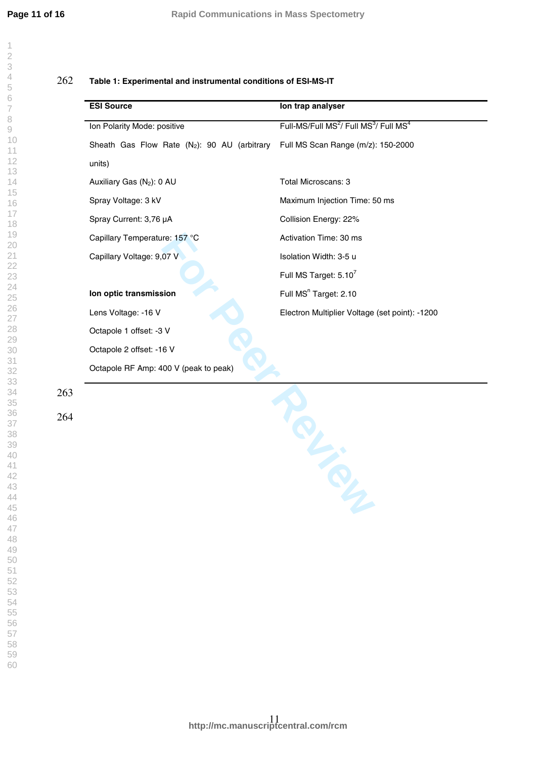**Table 1: Experimental and instrumental conditions of ESI-MS-IT**

| ESI Source | Ion trap analyser |
|---|---|
| Ion Polarity Mode: positive | Full-MS/Full $MS^2$/ Full $MS^3$/ Full $MS^4$ |
| Sheath Gas Flow Rate ($N_2$): 90 AU (arbitrary units) | Full MS Scan Range (m/z): 150-2000 |
| Auxiliary Gas ($N_2$): 0 AU | Total Microscans: 3 |
| Spray Voltage: 3 kV | Maximum Injection Time: 50 ms |
| Spray Current: 3,76 µA | Collision Energy: 22% |
| Capillary Temperature: 157 °C | Activation Time: 30 ms |
| Capillary Voltage: 9,07 V | Isolation Width: 3-5 u |
| | Full MS Target: $5.10^7$ |
| **Ion optic transmission** | Full $MS^n$ Target: 2.10 |
| Lens Voltage: -16 V | Electron Multiplier Voltage (set point): -1200 |
| Octapole 1 offset: -3 V | |
| Octapole 2 offset: -16 V | |
| Octapole RF Amp: 400 V (peak to peak) | |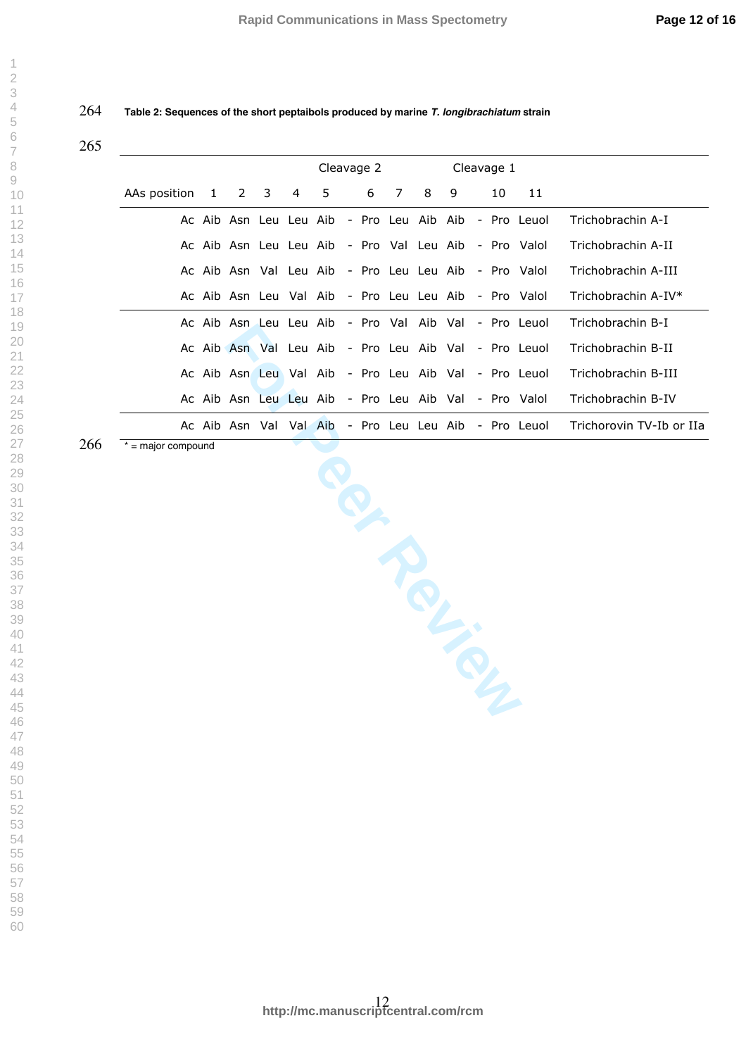**Table 2: Sequences of the short peptaibols produced by marine *T. longibrachiatum* strain**

| | | | | | | | Cleavage 2 | | | | | Cleavage 1 | | | |
|---|---|---|---|---|---|---|---|---|---|---|---|---|---|---|---|
| AAs position | | 1 | 2 | 3 | 4 | 5 | | 6 | 7 | 8 | 9 | | 10 | 11 | |
| | Ac | Aib | Asn | Leu | Leu | Aib | - | Pro | Leu | Aib | Aib | - | Pro | Leuol | Trichobrachin A-I |
| | Ac | Aib | Asn | Leu | Leu | Aib | - | Pro | Val | Leu | Aib | - | Pro | Valol | Trichobrachin A-II |
| | Ac | Aib | Asn | Val | Leu | Aib | - | Pro | Leu | Leu | Aib | - | Pro | Valol | Trichobrachin A-III |
| | Ac | Aib | Asn | Leu | Val | Aib | - | Pro | Leu | Leu | Aib | - | Pro | Valol | Trichobrachin A-IV* |
| | Ac | Aib | Asn | Leu | Leu | Aib | - | Pro | Val | Aib | Val | - | Pro | Leuol | Trichobrachin B-I |
| | Ac | Aib | Asn | Val | Leu | Aib | - | Pro | Leu | Aib | Val | - | Pro | Leuol | Trichobrachin B-II |
| | Ac | Aib | Asn | Leu | Val | Aib | - | Pro | Leu | Aib | Val | - | Pro | Leuol | Trichobrachin B-III |
| | Ac | Aib | Asn | Leu | Leu | Aib | - | Pro | Leu | Aib | Val | - | Pro | Valol | Trichobrachin B-IV |
| | Ac | Aib | Asn | Val | Val | Aib | - | Pro | Leu | Leu | Aib | - | Pro | Leuol | Trichorovin TV-Ib or IIa |

* = major compound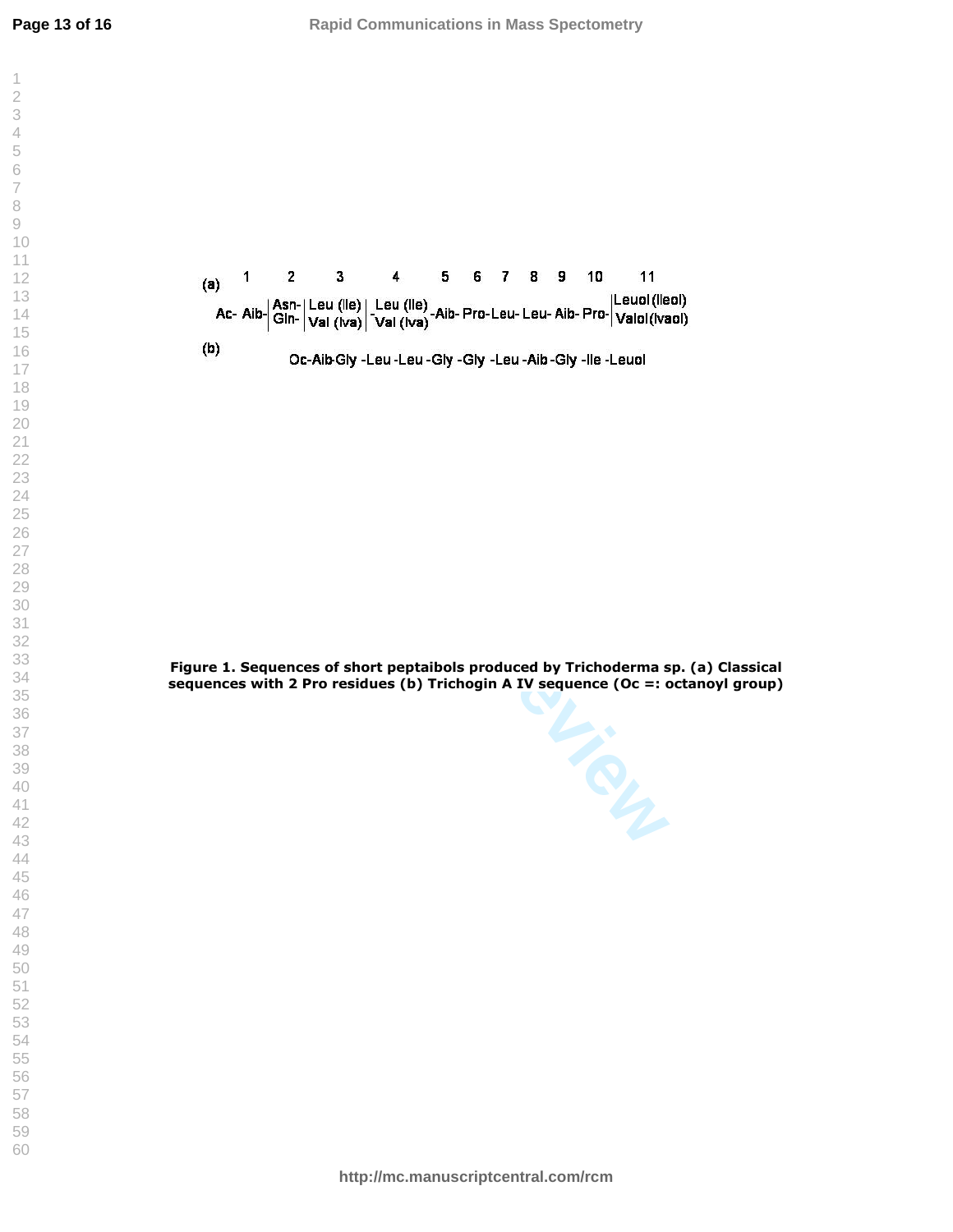(a)

| | 1 | 2 | 3 | 4 | 5 | 6 | 7 | 8 | 9 | 10 | 11 |
|---|---|---|---|---|---|---|---|---|---|---|---|
| Ac- | Aib- | Asn- / Gln- | Leu (Ile) / Val (Iva) | Leu (Ile) / Val (Iva) | -Aib- | Pro- | Leu- | Leu- | Aib- | Pro- | Leuol (Ileol) / Valol (Ivaol) |

(b)

Oc-Aib-Gly -Leu -Leu -Gly -Gly -Leu -Aib -Gly -Ile -Leuol

**Figure 1. Sequences of short peptaibols produced by Trichoderma sp. (a) Classical sequences with 2 Pro residues (b) Trichogin A IV sequence (Oc =: octanoyl group)**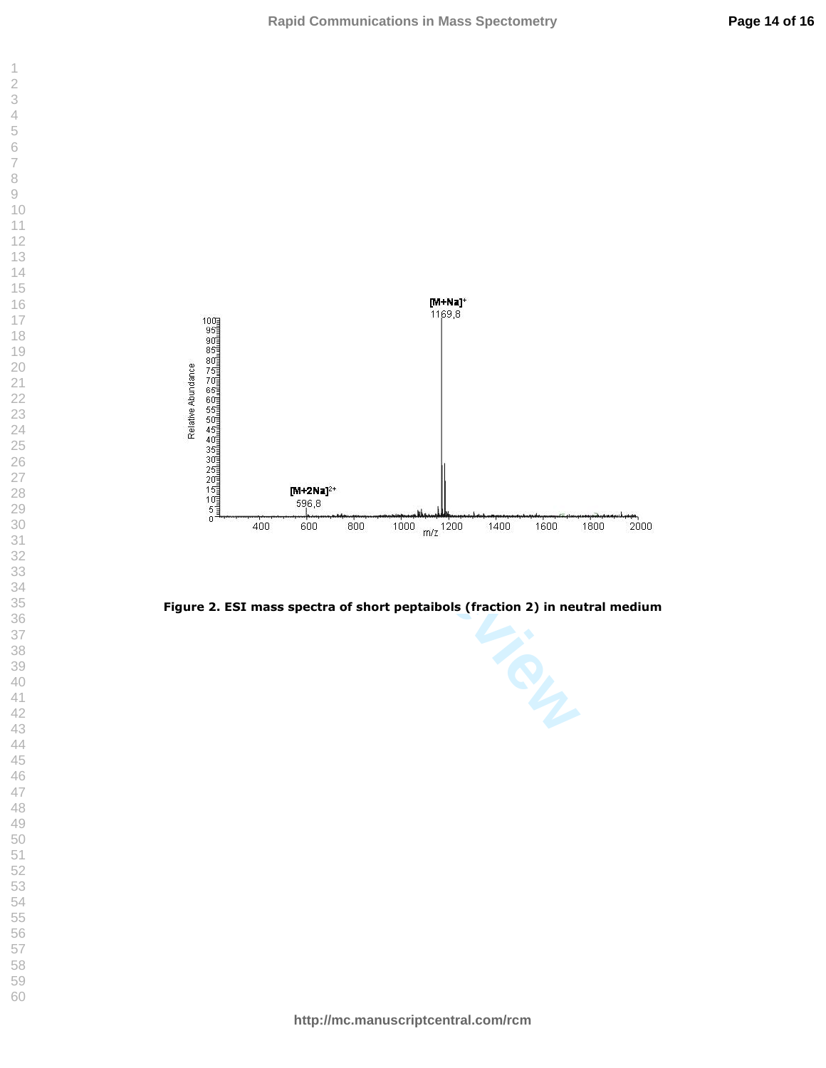Figure 2. ESI mass spectra of short peptaibols (fraction 2) in neutral medium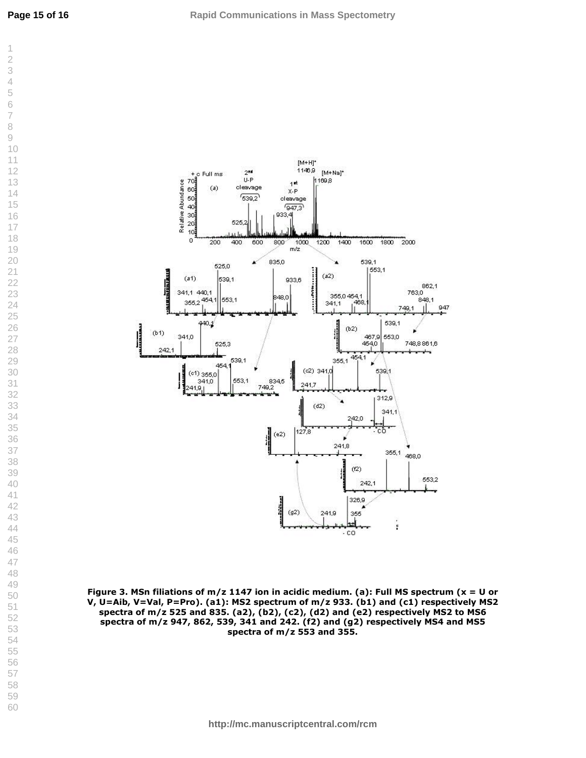**Figure 3. MSn filiations of m/z 1147 ion in acidic medium. (a): Full MS spectrum (x = U or V, U=Aib, V=Val, P=Pro). (a1): MS2 spectrum of m/z 933. (b1) and (c1) respectively MS2 spectra of m/z 525 and 835. (a2), (b2), (c2), (d2) and (e2) respectively MS2 to MS6 spectra of m/z 947, 862, 539, 341 and 242. (f2) and (g2) respectively MS4 and MS5 spectra of m/z 553 and 355.**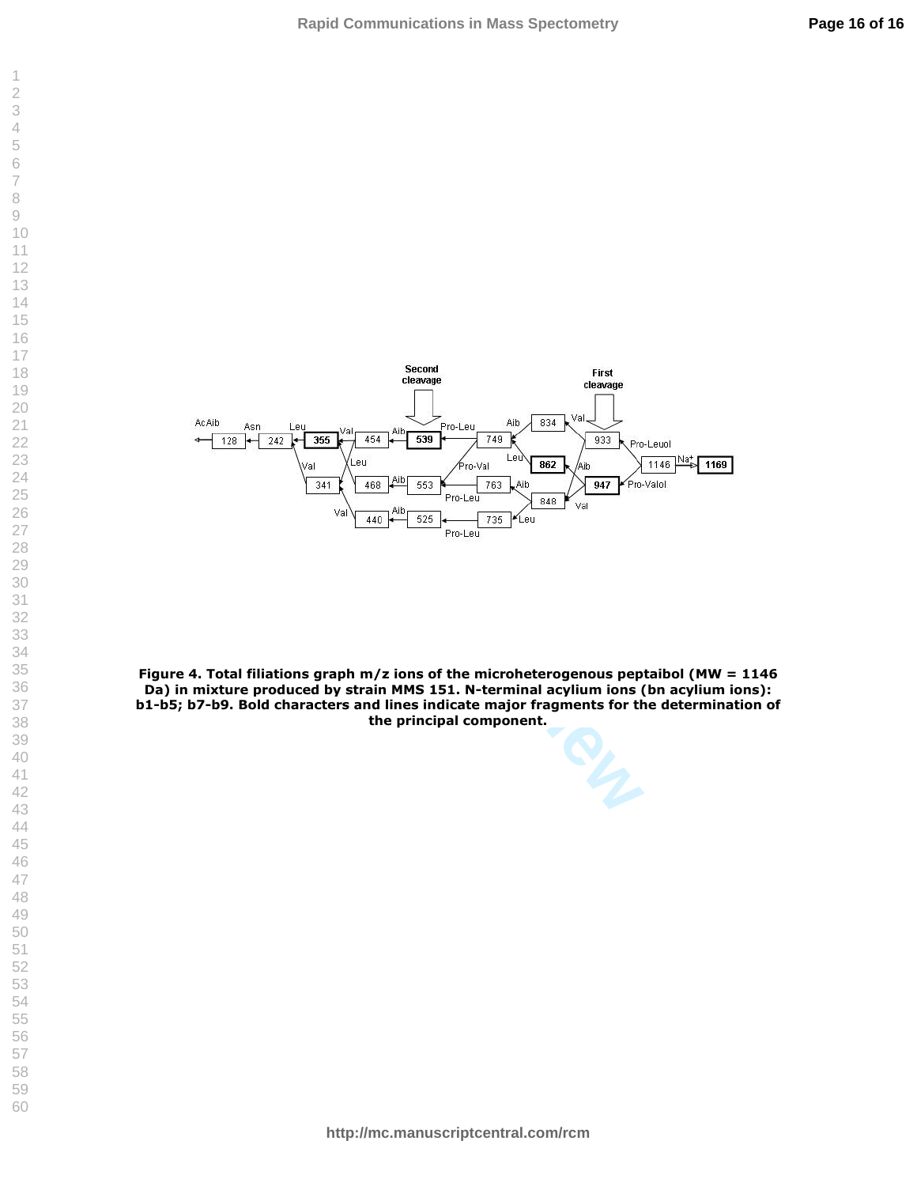Second cleavage

First cleavage

AcAib

128

Asn

242

Leu

355

Val

341

Val

454

Leu

468

Val

440

Aib

539

Aib

553

Aib

525

Pro-Leu

Pro-Val

Pro-Leu

Pro-Leu

749

763

735

Aib

834

Leu

862

Aib

848

Leu

Val

933

Aib

947

Val

Pro-Leuol

Pro-Valol

1146

$Na^+$

1169

**Figure 4. Total filiations graph m/z ions of the microheterogenous peptaibol (MW = 1146 Da) in mixture produced by strain MMS 151. N-terminal acylium ions (bn acylium ions): b1-b5; b7-b9. Bold characters and lines indicate major fragments for the determination of the principal component.**